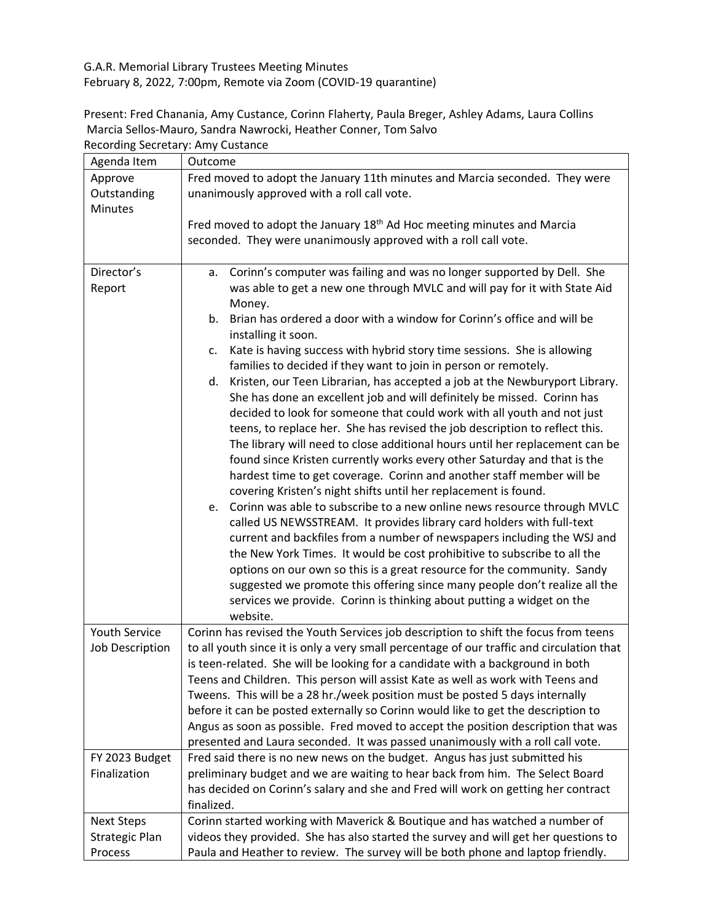G.A.R. Memorial Library Trustees Meeting Minutes
February 8, 2022, 7:00pm, Remote via Zoom (COVID-19 quarantine)

Present: Fred Chanania, Amy Custance, Corinn Flaherty, Paula Breger, Ashley Adams, Laura Collins Marcia Sellos-Mauro, Sandra Nawrocki, Heather Conner, Tom Salvo
Recording Secretary: Amy Custance

| Agenda Item | Outcome |
| --- | --- |
| Approve Outstanding Minutes | Fred moved to adopt the January 11th minutes and Marcia seconded. They were unanimously approved with a roll call vote.<br><br>Fred moved to adopt the January 18th Ad Hoc meeting minutes and Marcia seconded. They were unanimously approved with a roll call vote. |
| Director's Report | a. Corinn's computer was failing and was no longer supported by Dell. She was able to get a new one through MVLC and will pay for it with State Aid Money.<br>b. Brian has ordered a door with a window for Corinn's office and will be installing it soon.<br>c. Kate is having success with hybrid story time sessions. She is allowing families to decided if they want to join in person or remotely.<br>d. Kristen, our Teen Librarian, has accepted a job at the Newburyport Library. She has done an excellent job and will definitely be missed. Corinn has decided to look for someone that could work with all youth and not just teens, to replace her. She has revised the job description to reflect this. The library will need to close additional hours until her replacement can be found since Kristen currently works every other Saturday and that is the hardest time to get coverage. Corinn and another staff member will be covering Kristen's night shifts until her replacement is found.<br>e. Corinn was able to subscribe to a new online news resource through MVLC called US NEWSSTREAM. It provides library card holders with full-text current and backfiles from a number of newspapers including the WSJ and the New York Times. It would be cost prohibitive to subscribe to all the options on our own so this is a great resource for the community. Sandy suggested we promote this offering since many people don't realize all the services we provide. Corinn is thinking about putting a widget on the website. |
| Youth Service Job Description | Corinn has revised the Youth Services job description to shift the focus from teens to all youth since it is only a very small percentage of our traffic and circulation that is teen-related. She will be looking for a candidate with a background in both Teens and Children. This person will assist Kate as well as work with Teens and Tweens. This will be a 28 hr./week position must be posted 5 days internally before it can be posted externally so Corinn would like to get the description to Angus as soon as possible. Fred moved to accept the position description that was presented and Laura seconded. It was passed unanimously with a roll call vote. |
| FY 2023 Budget Finalization | Fred said there is no new news on the budget. Angus has just submitted his preliminary budget and we are waiting to hear back from him. The Select Board has decided on Corinn's salary and she and Fred will work on getting her contract finalized. |
| Next Steps Strategic Plan Process | Corinn started working with Maverick & Boutique and has watched a number of videos they provided. She has also started the survey and will get her questions to Paula and Heather to review. The survey will be both phone and laptop friendly. |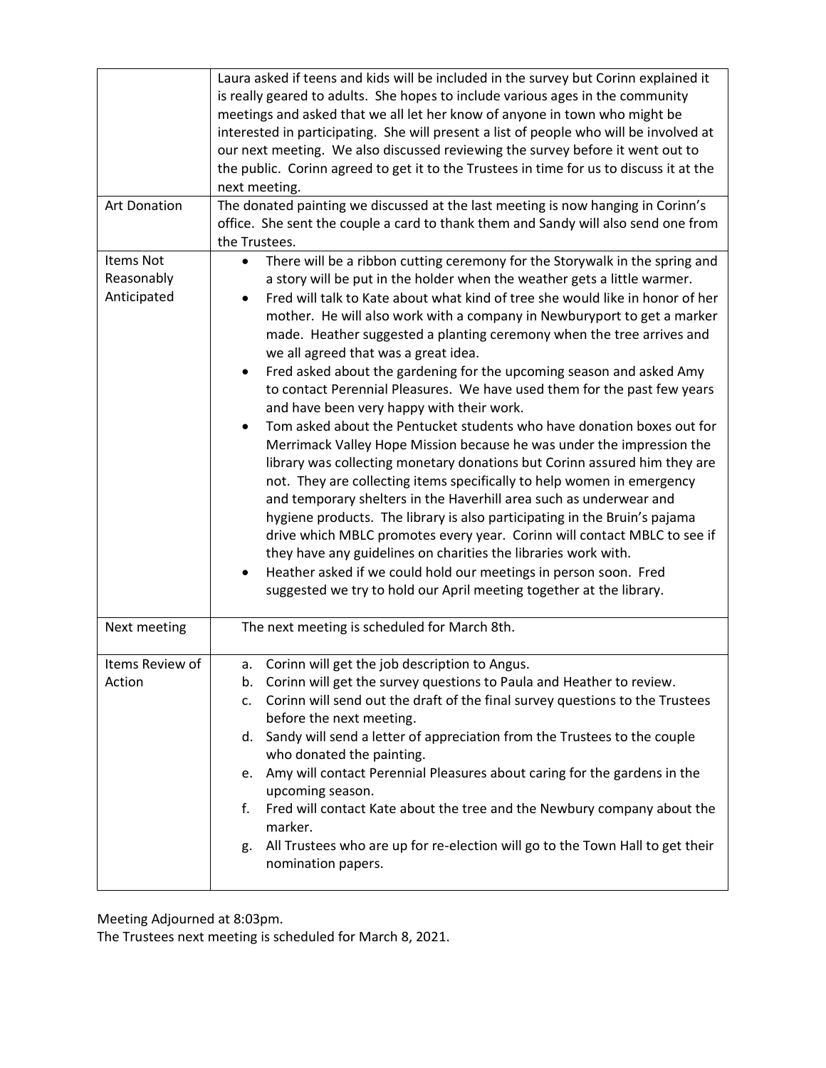| | |
|---|---|
| | Laura asked if teens and kids will be included in the survey but Corinn explained it is really geared to adults. She hopes to include various ages in the community meetings and asked that we all let her know of anyone in town who might be interested in participating. She will present a list of people who will be involved at our next meeting. We also discussed reviewing the survey before it went out to the public. Corinn agreed to get it to the Trustees in time for us to discuss it at the next meeting. |
| Art Donation | The donated painting we discussed at the last meeting is now hanging in Corinn's office. She sent the couple a card to thank them and Sandy will also send one from the Trustees. |
| Items Not Reasonably Anticipated | • There will be a ribbon cutting ceremony for the Storywalk in the spring and a story will be put in the holder when the weather gets a little warmer.<br>• Fred will talk to Kate about what kind of tree she would like in honor of her mother. He will also work with a company in Newburyport to get a marker made. Heather suggested a planting ceremony when the tree arrives and we all agreed that was a great idea.<br>• Fred asked about the gardening for the upcoming season and asked Amy to contact Perennial Pleasures. We have used them for the past few years and have been very happy with their work.<br>• Tom asked about the Pentucket students who have donation boxes out for Merrimack Valley Hope Mission because he was under the impression the library was collecting monetary donations but Corinn assured him they are not. They are collecting items specifically to help women in emergency and temporary shelters in the Haverhill area such as underwear and hygiene products. The library is also participating in the Bruin's pajama drive which MBLC promotes every year. Corinn will contact MBLC to see if they have any guidelines on charities the libraries work with.<br>• Heather asked if we could hold our meetings in person soon. Fred suggested we try to hold our April meeting together at the library. |
| Next meeting | The next meeting is scheduled for March 8th. |
| Items Review of Action | a. Corinn will get the job description to Angus.<br>b. Corinn will get the survey questions to Paula and Heather to review.<br>c. Corinn will send out the draft of the final survey questions to the Trustees before the next meeting.<br>d. Sandy will send a letter of appreciation from the Trustees to the couple who donated the painting.<br>e. Amy will contact Perennial Pleasures about caring for the gardens in the upcoming season.<br>f. Fred will contact Kate about the tree and the Newbury company about the marker.<br>g. All Trustees who are up for re-election will go to the Town Hall to get their nomination papers. |

Meeting Adjourned at 8:03pm.
The Trustees next meeting is scheduled for March 8, 2021.